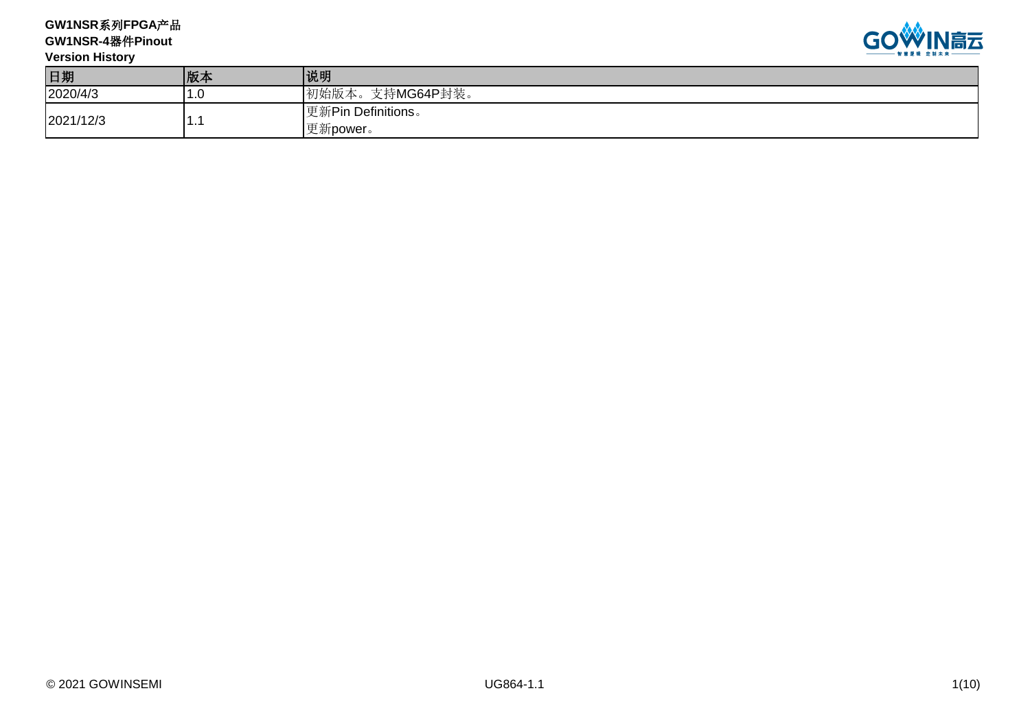**GW1NSR系列FPGA产品**
**GW1NSR-4器件Pinout**
**Version History**

| 日期 | 版本 | 说明 |
|---|---|---|
| 2020/4/3 | 1.0 | 初始版本。支持MG64P封装。 |
| 2021/12/3 | 1.1 | 更新Pin Definitions。<br>更新power。 |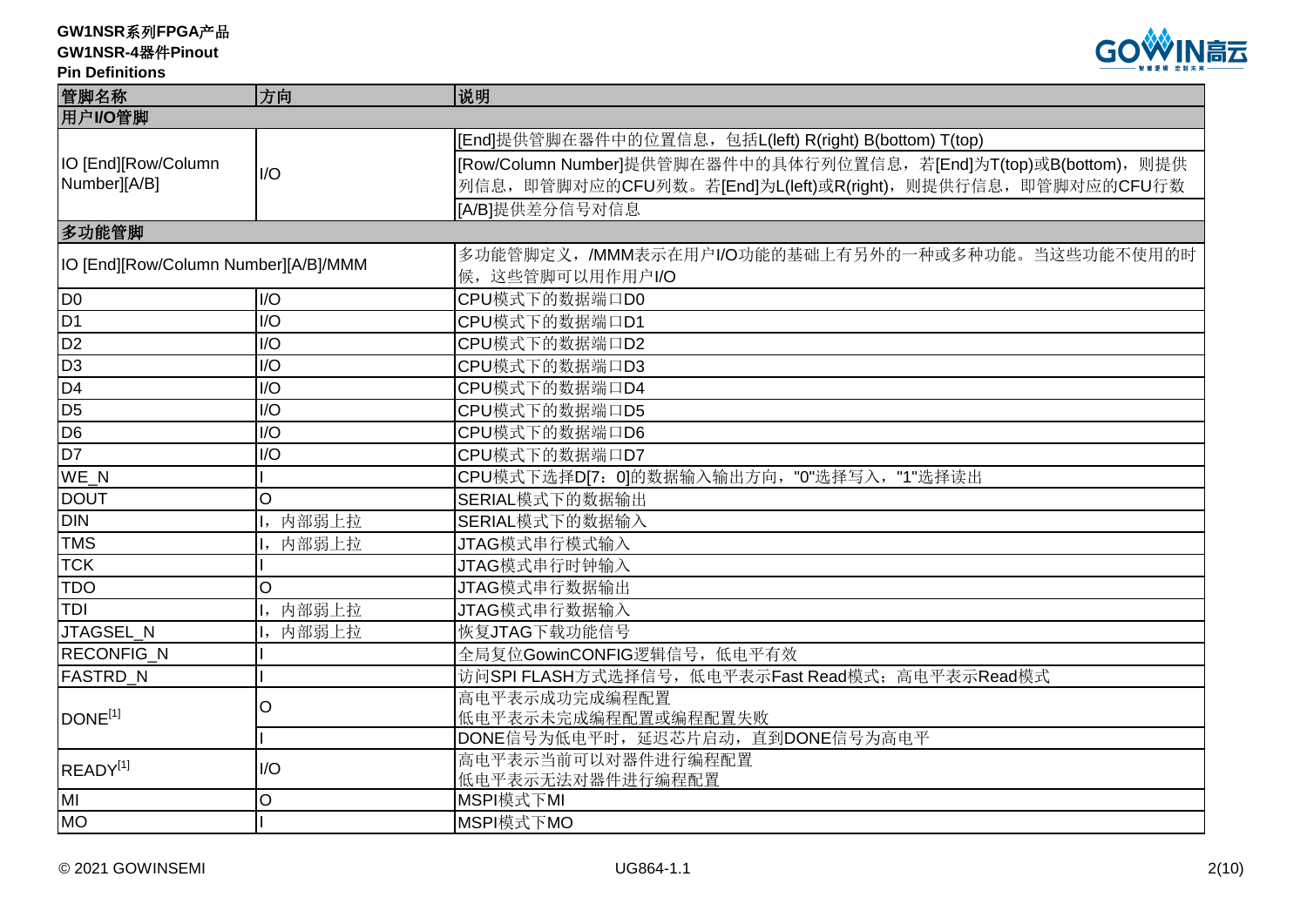| 管脚名称 | 方向 | 说明 |
| --- | --- | --- |
| **用户I/O管脚** | | |
| IO [End][Row/Column Number][A/B] | I/O | [End]提供管脚在器件中的位置信息，包括L(left) R(right) B(bottom) T(top) |
| | | [Row/Column Number]提供管脚在器件中的具体行列位置信息，若[End]为T(top)或B(bottom)，则提供列信息，即管脚对应的CFU列数。若[End]为L(left)或R(right)，则提供行信息，即管脚对应的CFU行数 |
| | | [A/B]提供差分信号对信息 |
| **多功能管脚** | | |
| IO [End][Row/Column Number][A/B]/MMM | | 多功能管脚定义，/MMM表示在用户I/O功能的基础上有另外的一种或多种功能。当这些功能不使用的时候，这些管脚可以用作用户I/O |
| D0 | I/O | CPU模式下的数据端口D0 |
| D1 | I/O | CPU模式下的数据端口D1 |
| D2 | I/O | CPU模式下的数据端口D2 |
| D3 | I/O | CPU模式下的数据端口D3 |
| D4 | I/O | CPU模式下的数据端口D4 |
| D5 | I/O | CPU模式下的数据端口D5 |
| D6 | I/O | CPU模式下的数据端口D6 |
| D7 | I/O | CPU模式下的数据端口D7 |
| WE_N | I | CPU模式下选择D[7：0]的数据输入输出方向，"0"选择写入，"1"选择读出 |
| DOUT | O | SERIAL模式下的数据输出 |
| DIN | I，内部弱上拉 | SERIAL模式下的数据输入 |
| TMS | I，内部弱上拉 | JTAG模式串行模式输入 |
| TCK | I | JTAG模式串行时钟输入 |
| TDO | O | JTAG模式串行数据输出 |
| TDI | I，内部弱上拉 | JTAG模式串行数据输入 |
| JTAGSEL_N | I，内部弱上拉 | 恢复JTAG下载功能信号 |
| RECONFIG_N | I | 全局复位GowinCONFIG逻辑信号，低电平有效 |
| FASTRD_N | I | 访问SPI FLASH方式选择信号，低电平表示Fast Read模式；高电平表示Read模式 |
| DONE[1] | O | 高电平表示成功完成编程配置<br>低电平表示未完成编程配置或编程配置失败 |
| | I | DONE信号为低电平时，延迟芯片启动，直到DONE信号为高电平 |
| READY[1] | I/O | 高电平表示当前可以对器件进行编程配置<br>低电平表示无法对器件进行编程配置 |
| MI | O | MSPI模式下MI |
| MO | I | MSPI模式下MO |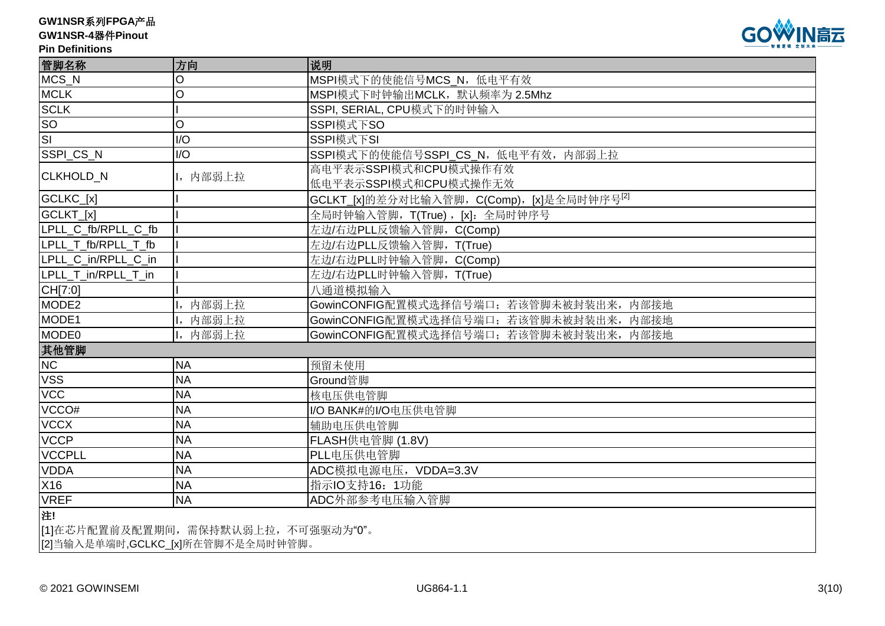| 管脚名称 | 方向 | 说明 |
| --- | --- | --- |
| MCS_N | O | MSPI模式下的使能信号MCS_N，低电平有效 |
| MCLK | O | MSPI模式下时钟输出MCLK，默认频率为 2.5Mhz |
| SCLK | I | SSPI, SERIAL, CPU模式下的时钟输入 |
| SO | O | SSPI模式下SO |
| SI | I/O | SSPI模式下SI |
| SSPI_CS_N | I/O | SSPI模式下的使能信号SSPI_CS_N，低电平有效，内部弱上拉 |
| CLKHOLD_N | I，内部弱上拉 | 高电平表示SSPI模式和CPU模式操作有效<br>低电平表示SSPI模式和CPU模式操作无效 |
| GCLKC_[x] | I | GCLKT_[x]的差分对比输入管脚，C(Comp)，[x]是全局时钟序号[2] |
| GCLKT_[x] | I | 全局时钟输入管脚，T(True)，[x]：全局时钟序号 |
| LPLL_C_fb/RPLL_C_fb | I | 左边/右边PLL反馈输入管脚，C(Comp) |
| LPLL_T_fb/RPLL_T_fb | I | 左边/右边PLL反馈输入管脚，T(True) |
| LPLL_C_in/RPLL_C_in | I | 左边/右边PLL时钟输入管脚，C(Comp) |
| LPLL_T_in/RPLL_T_in | I | 左边/右边PLL时钟输入管脚，T(True) |
| CH[7:0] | I | 八通道模拟输入 |
| MODE2 | I，内部弱上拉 | GowinCONFIG配置模式选择信号端口；若该管脚未被封装出来，内部接地 |
| MODE1 | I，内部弱上拉 | GowinCONFIG配置模式选择信号端口；若该管脚未被封装出来，内部接地 |
| MODE0 | I，内部弱上拉 | GowinCONFIG配置模式选择信号端口；若该管脚未被封装出来，内部接地 |
| **其他管脚** | | |
| NC | NA | 预留未使用 |
| VSS | NA | Ground管脚 |
| VCC | NA | 核电压供电管脚 |
| VCCO# | NA | I/O BANK#的I/O电压供电管脚 |
| VCCX | NA | 辅助电压供电管脚 |
| VCCP | NA | FLASH供电管脚 (1.8V) |
| VCCPLL | NA | PLL电压供电管脚 |
| VDDA | NA | ADC模拟电源电压，VDDA=3.3V |
| X16 | NA | 指示IO支持16：1功能 |
| VREF | NA | ADC外部参考电压输入管脚 |

**注!**

[1]在芯片配置前及配置期间，需保持默认弱上拉，不可强驱动为“0”。

[2]当输入是单端时,GCLKC_[x]所在管脚不是全局时钟管脚。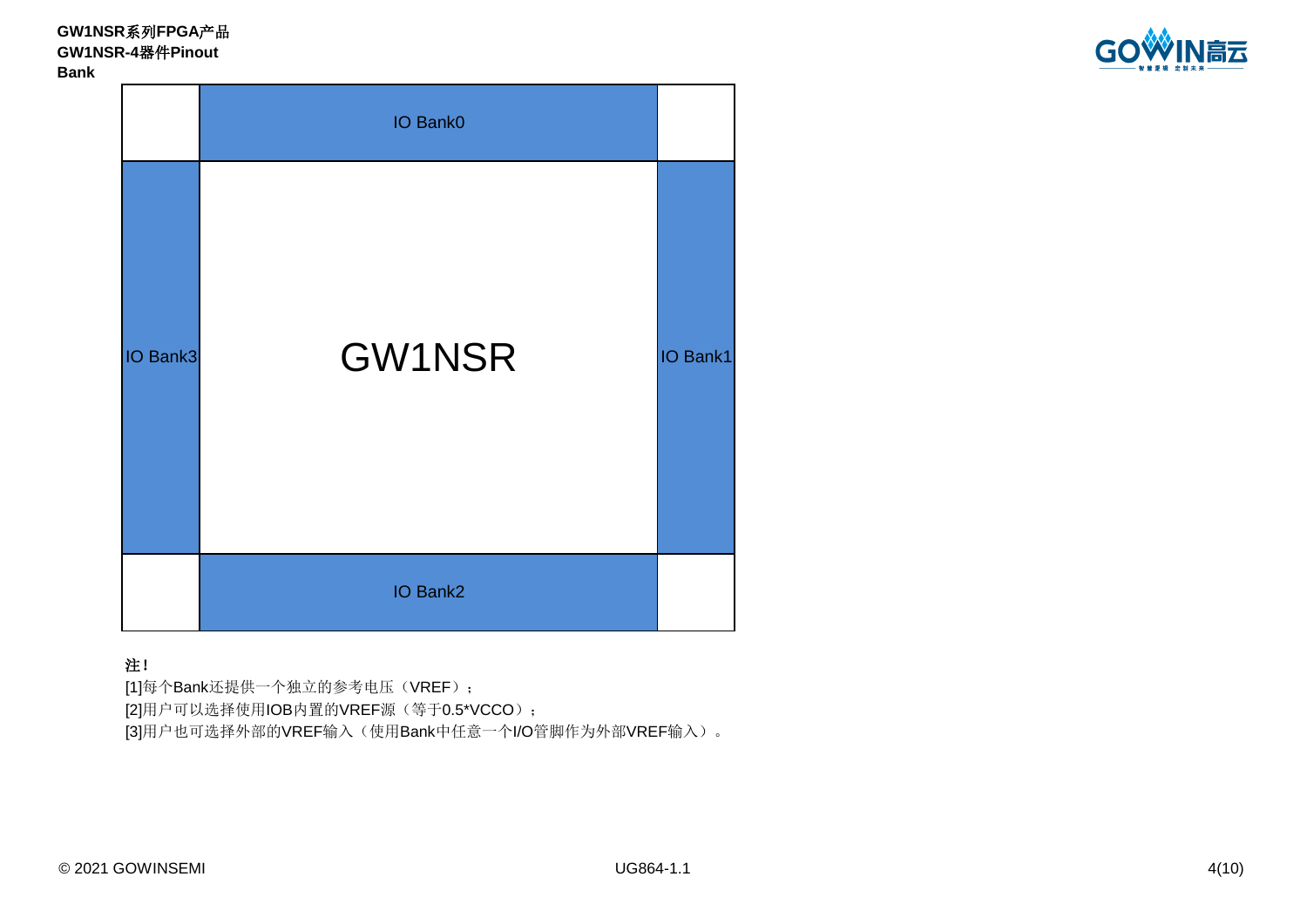**Bank**

| | IO Bank0 | |
|---|---|---|
| IO Bank3 | GW1NSR | IO Bank1 |
| | IO Bank2 | |

**注！**

[1]每个Bank还提供一个独立的参考电压（VREF）；

[2]用户可以选择使用IOB内置的VREF源（等于0.5*VCCO）；

[3]用户也可选择外部的VREF输入（使用Bank中任意一个I/O管脚作为外部VREF输入）。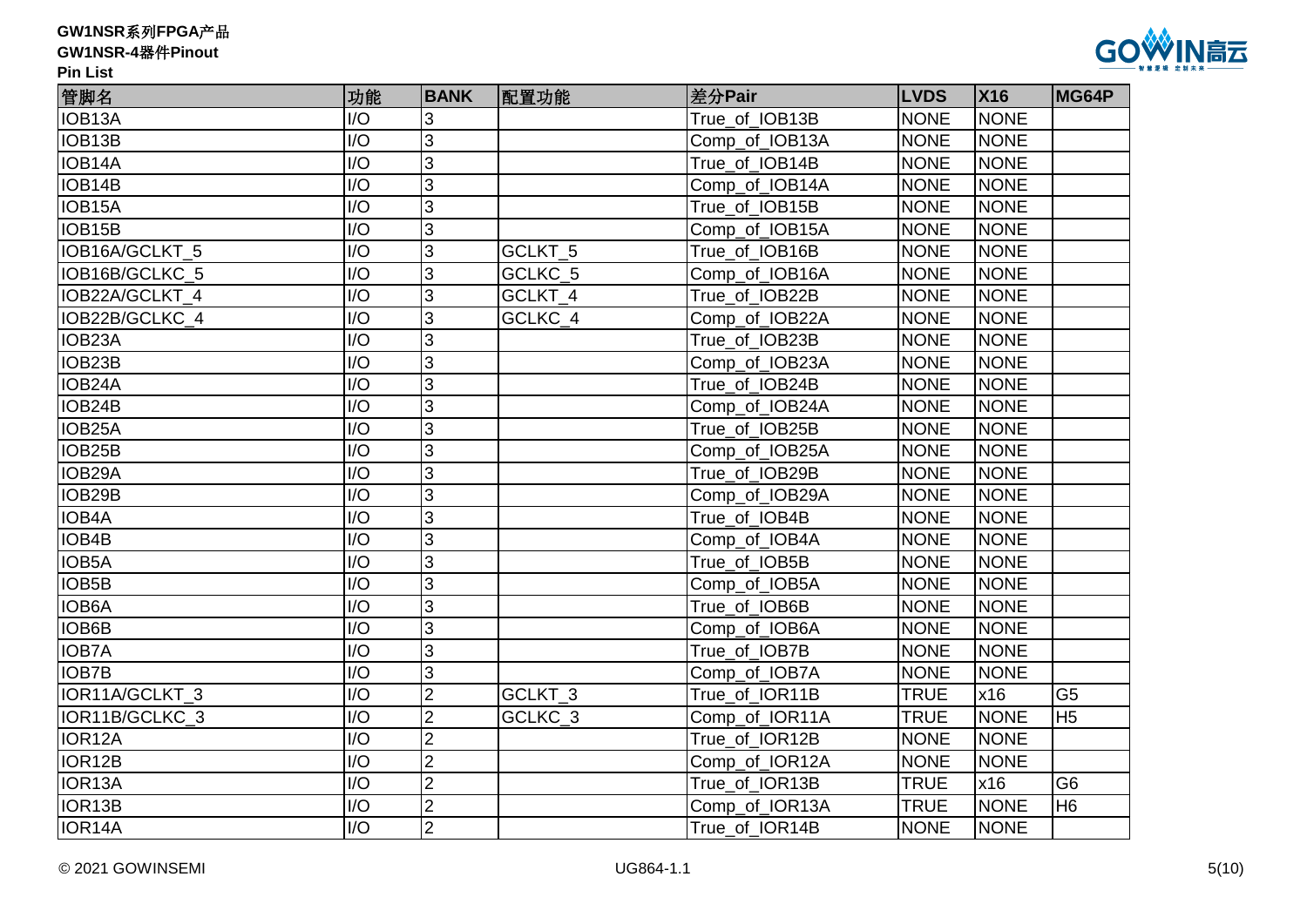| 管脚名 | 功能 | BANK | 配置功能 | 差分Pair | LVDS | X16 | MG64P |
|---|---|---|---|---|---|---|---|
| IOB13A | I/O | 3 | | True_of_IOB13B | NONE | NONE | |
| IOB13B | I/O | 3 | | Comp_of_IOB13A | NONE | NONE | |
| IOB14A | I/O | 3 | | True_of_IOB14B | NONE | NONE | |
| IOB14B | I/O | 3 | | Comp_of_IOB14A | NONE | NONE | |
| IOB15A | I/O | 3 | | True_of_IOB15B | NONE | NONE | |
| IOB15B | I/O | 3 | | Comp_of_IOB15A | NONE | NONE | |
| IOB16A/GCLKT_5 | I/O | 3 | GCLKT_5 | True_of_IOB16B | NONE | NONE | |
| IOB16B/GCLKC_5 | I/O | 3 | GCLKC_5 | Comp_of_IOB16A | NONE | NONE | |
| IOB22A/GCLKT_4 | I/O | 3 | GCLKT_4 | True_of_IOB22B | NONE | NONE | |
| IOB22B/GCLKC_4 | I/O | 3 | GCLKC_4 | Comp_of_IOB22A | NONE | NONE | |
| IOB23A | I/O | 3 | | True_of_IOB23B | NONE | NONE | |
| IOB23B | I/O | 3 | | Comp_of_IOB23A | NONE | NONE | |
| IOB24A | I/O | 3 | | True_of_IOB24B | NONE | NONE | |
| IOB24B | I/O | 3 | | Comp_of_IOB24A | NONE | NONE | |
| IOB25A | I/O | 3 | | True_of_IOB25B | NONE | NONE | |
| IOB25B | I/O | 3 | | Comp_of_IOB25A | NONE | NONE | |
| IOB29A | I/O | 3 | | True_of_IOB29B | NONE | NONE | |
| IOB29B | I/O | 3 | | Comp_of_IOB29A | NONE | NONE | |
| IOB4A | I/O | 3 | | True_of_IOB4B | NONE | NONE | |
| IOB4B | I/O | 3 | | Comp_of_IOB4A | NONE | NONE | |
| IOB5A | I/O | 3 | | True_of_IOB5B | NONE | NONE | |
| IOB5B | I/O | 3 | | Comp_of_IOB5A | NONE | NONE | |
| IOB6A | I/O | 3 | | True_of_IOB6B | NONE | NONE | |
| IOB6B | I/O | 3 | | Comp_of_IOB6A | NONE | NONE | |
| IOB7A | I/O | 3 | | True_of_IOB7B | NONE | NONE | |
| IOB7B | I/O | 3 | | Comp_of_IOB7A | NONE | NONE | |
| IOR11A/GCLKT_3 | I/O | 2 | GCLKT_3 | True_of_IOR11B | TRUE | x16 | G5 |
| IOR11B/GCLKC_3 | I/O | 2 | GCLKC_3 | Comp_of_IOR11A | TRUE | NONE | H5 |
| IOR12A | I/O | 2 | | True_of_IOR12B | NONE | NONE | |
| IOR12B | I/O | 2 | | Comp_of_IOR12A | NONE | NONE | |
| IOR13A | I/O | 2 | | True_of_IOR13B | TRUE | x16 | G6 |
| IOR13B | I/O | 2 | | Comp_of_IOR13A | TRUE | NONE | H6 |
| IOR14A | I/O | 2 | | True_of_IOR14B | NONE | NONE | |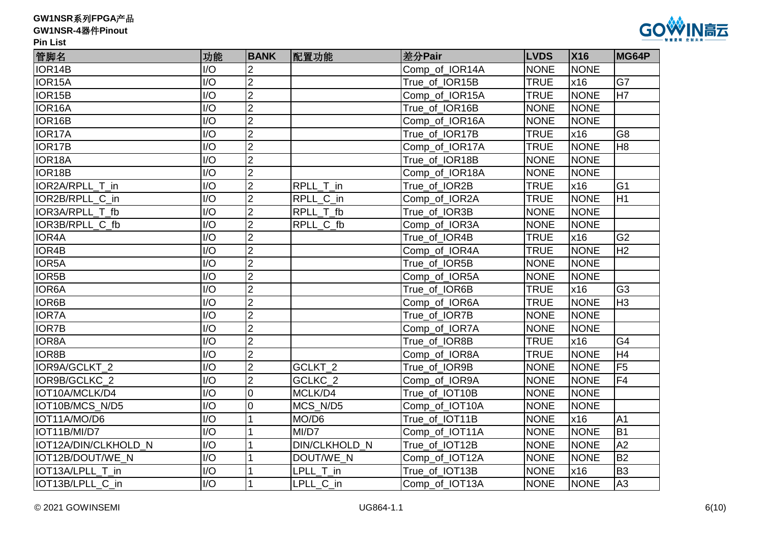| 管脚名 | 功能 | BANK | 配置功能 | 差分Pair | LVDS | X16 | MG64P |
|---|---|---|---|---|---|---|---|
| IOR14B | I/O | 2 | | Comp_of_IOR14A | NONE | NONE | |
| IOR15A | I/O | 2 | | True_of_IOR15B | TRUE | x16 | G7 |
| IOR15B | I/O | 2 | | Comp_of_IOR15A | TRUE | NONE | H7 |
| IOR16A | I/O | 2 | | True_of_IOR16B | NONE | NONE | |
| IOR16B | I/O | 2 | | Comp_of_IOR16A | NONE | NONE | |
| IOR17A | I/O | 2 | | True_of_IOR17B | TRUE | x16 | G8 |
| IOR17B | I/O | 2 | | Comp_of_IOR17A | TRUE | NONE | H8 |
| IOR18A | I/O | 2 | | True_of_IOR18B | NONE | NONE | |
| IOR18B | I/O | 2 | | Comp_of_IOR18A | NONE | NONE | |
| IOR2A/RPLL_T_in | I/O | 2 | RPLL_T_in | True_of_IOR2B | TRUE | x16 | G1 |
| IOR2B/RPLL_C_in | I/O | 2 | RPLL_C_in | Comp_of_IOR2A | TRUE | NONE | H1 |
| IOR3A/RPLL_T_fb | I/O | 2 | RPLL_T_fb | True_of_IOR3B | NONE | NONE | |
| IOR3B/RPLL_C_fb | I/O | 2 | RPLL_C_fb | Comp_of_IOR3A | NONE | NONE | |
| IOR4A | I/O | 2 | | True_of_IOR4B | TRUE | x16 | G2 |
| IOR4B | I/O | 2 | | Comp_of_IOR4A | TRUE | NONE | H2 |
| IOR5A | I/O | 2 | | True_of_IOR5B | NONE | NONE | |
| IOR5B | I/O | 2 | | Comp_of_IOR5A | NONE | NONE | |
| IOR6A | I/O | 2 | | True_of_IOR6B | TRUE | x16 | G3 |
| IOR6B | I/O | 2 | | Comp_of_IOR6A | TRUE | NONE | H3 |
| IOR7A | I/O | 2 | | True_of_IOR7B | NONE | NONE | |
| IOR7B | I/O | 2 | | Comp_of_IOR7A | NONE | NONE | |
| IOR8A | I/O | 2 | | True_of_IOR8B | TRUE | x16 | G4 |
| IOR8B | I/O | 2 | | Comp_of_IOR8A | TRUE | NONE | H4 |
| IOR9A/GCLKT_2 | I/O | 2 | GCLKT_2 | True_of_IOR9B | NONE | NONE | F5 |
| IOR9B/GCLKC_2 | I/O | 2 | GCLKC_2 | Comp_of_IOR9A | NONE | NONE | F4 |
| IOT10A/MCLK/D4 | I/O | 0 | MCLK/D4 | True_of_IOT10B | NONE | NONE | |
| IOT10B/MCS_N/D5 | I/O | 0 | MCS_N/D5 | Comp_of_IOT10A | NONE | NONE | |
| IOT11A/MO/D6 | I/O | 1 | MO/D6 | True_of_IOT11B | NONE | x16 | A1 |
| IOT11B/MI/D7 | I/O | 1 | MI/D7 | Comp_of_IOT11A | NONE | NONE | B1 |
| IOT12A/DIN/CLKHOLD_N | I/O | 1 | DIN/CLKHOLD_N | True_of_IOT12B | NONE | NONE | A2 |
| IOT12B/DOUT/WE_N | I/O | 1 | DOUT/WE_N | Comp_of_IOT12A | NONE | NONE | B2 |
| IOT13A/LPLL_T_in | I/O | 1 | LPLL_T_in | True_of_IOT13B | NONE | x16 | B3 |
| IOT13B/LPLL_C_in | I/O | 1 | LPLL_C_in | Comp_of_IOT13A | NONE | NONE | A3 |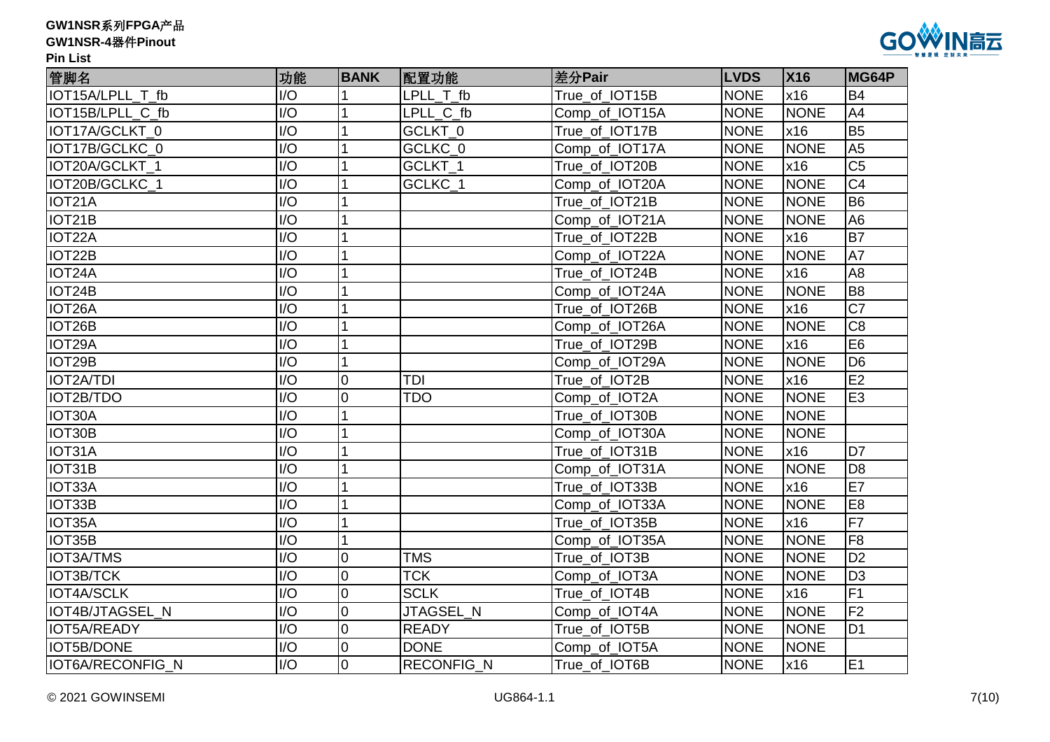**GW1NSR系列FPGA产品**
**GW1NSR-4器件Pinout**
**Pin List**

| 管脚名 | 功能 | BANK | 配置功能 | 差分Pair | LVDS | X16 | MG64P |
|---|---|---|---|---|---|---|---|
| IOT15A/LPLL_T_fb | I/O | 1 | LPLL_T_fb | True_of_IOT15B | NONE | x16 | B4 |
| IOT15B/LPLL_C_fb | I/O | 1 | LPLL_C_fb | Comp_of_IOT15A | NONE | NONE | A4 |
| IOT17A/GCLKT_0 | I/O | 1 | GCLKT_0 | True_of_IOT17B | NONE | x16 | B5 |
| IOT17B/GCLKC_0 | I/O | 1 | GCLKC_0 | Comp_of_IOT17A | NONE | NONE | A5 |
| IOT20A/GCLKT_1 | I/O | 1 | GCLKT_1 | True_of_IOT20B | NONE | x16 | C5 |
| IOT20B/GCLKC_1 | I/O | 1 | GCLKC_1 | Comp_of_IOT20A | NONE | NONE | C4 |
| IOT21A | I/O | 1 | | True_of_IOT21B | NONE | NONE | B6 |
| IOT21B | I/O | 1 | | Comp_of_IOT21A | NONE | NONE | A6 |
| IOT22A | I/O | 1 | | True_of_IOT22B | NONE | x16 | B7 |
| IOT22B | I/O | 1 | | Comp_of_IOT22A | NONE | NONE | A7 |
| IOT24A | I/O | 1 | | True_of_IOT24B | NONE | x16 | A8 |
| IOT24B | I/O | 1 | | Comp_of_IOT24A | NONE | NONE | B8 |
| IOT26A | I/O | 1 | | True_of_IOT26B | NONE | x16 | C7 |
| IOT26B | I/O | 1 | | Comp_of_IOT26A | NONE | NONE | C8 |
| IOT29A | I/O | 1 | | True_of_IOT29B | NONE | x16 | E6 |
| IOT29B | I/O | 1 | | Comp_of_IOT29A | NONE | NONE | D6 |
| IOT2A/TDI | I/O | 0 | TDI | True_of_IOT2B | NONE | x16 | E2 |
| IOT2B/TDO | I/O | 0 | TDO | Comp_of_IOT2A | NONE | NONE | E3 |
| IOT30A | I/O | 1 | | True_of_IOT30B | NONE | NONE | |
| IOT30B | I/O | 1 | | Comp_of_IOT30A | NONE | NONE | |
| IOT31A | I/O | 1 | | True_of_IOT31B | NONE | x16 | D7 |
| IOT31B | I/O | 1 | | Comp_of_IOT31A | NONE | NONE | D8 |
| IOT33A | I/O | 1 | | True_of_IOT33B | NONE | x16 | E7 |
| IOT33B | I/O | 1 | | Comp_of_IOT33A | NONE | NONE | E8 |
| IOT35A | I/O | 1 | | True_of_IOT35B | NONE | x16 | F7 |
| IOT35B | I/O | 1 | | Comp_of_IOT35A | NONE | NONE | F8 |
| IOT3A/TMS | I/O | 0 | TMS | True_of_IOT3B | NONE | NONE | D2 |
| IOT3B/TCK | I/O | 0 | TCK | Comp_of_IOT3A | NONE | NONE | D3 |
| IOT4A/SCLK | I/O | 0 | SCLK | True_of_IOT4B | NONE | x16 | F1 |
| IOT4B/JTAGSEL_N | I/O | 0 | JTAGSEL_N | Comp_of_IOT4A | NONE | NONE | F2 |
| IOT5A/READY | I/O | 0 | READY | True_of_IOT5B | NONE | NONE | D1 |
| IOT5B/DONE | I/O | 0 | DONE | Comp_of_IOT5A | NONE | NONE | |
| IOT6A/RECONFIG_N | I/O | 0 | RECONFIG_N | True_of_IOT6B | NONE | x16 | E1 |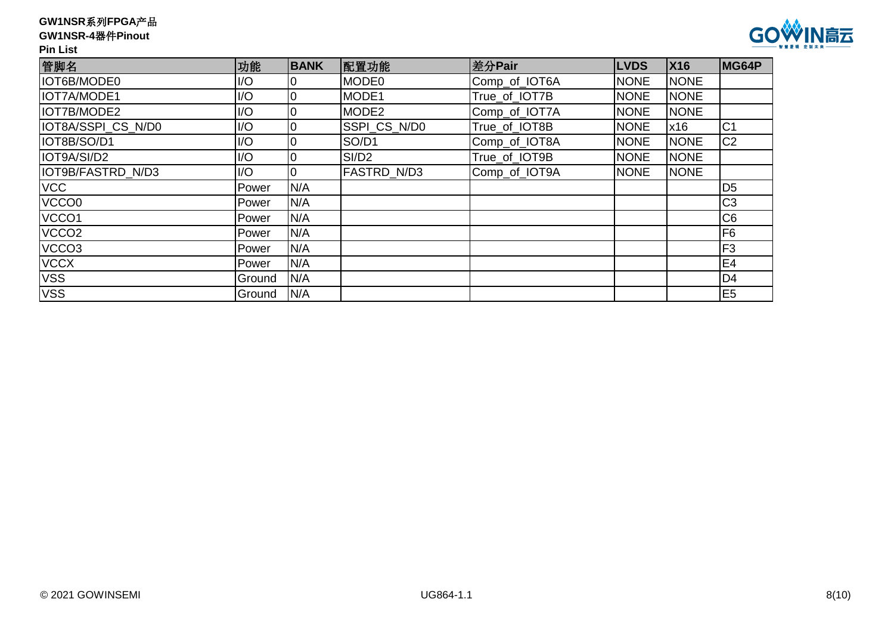| 管脚名 | 功能 | BANK | 配置功能 | 差分Pair | LVDS | X16 | MG64P |
|---|---|---|---|---|---|---|---|
| IOT6B/MODE0 | I/O | 0 | MODE0 | Comp_of_IOT6A | NONE | NONE | |
| IOT7A/MODE1 | I/O | 0 | MODE1 | True_of_IOT7B | NONE | NONE | |
| IOT7B/MODE2 | I/O | 0 | MODE2 | Comp_of_IOT7A | NONE | NONE | |
| IOT8A/SSPI_CS_N/D0 | I/O | 0 | SSPI_CS_N/D0 | True_of_IOT8B | NONE | x16 | C1 |
| IOT8B/SO/D1 | I/O | 0 | SO/D1 | Comp_of_IOT8A | NONE | NONE | C2 |
| IOT9A/SI/D2 | I/O | 0 | SI/D2 | True_of_IOT9B | NONE | NONE | |
| IOT9B/FASTRD_N/D3 | I/O | 0 | FASTRD_N/D3 | Comp_of_IOT9A | NONE | NONE | |
| VCC | Power | N/A | | | | | D5 |
| VCCO0 | Power | N/A | | | | | C3 |
| VCCO1 | Power | N/A | | | | | C6 |
| VCCO2 | Power | N/A | | | | | F6 |
| VCCO3 | Power | N/A | | | | | F3 |
| VCCX | Power | N/A | | | | | E4 |
| VSS | Ground | N/A | | | | | D4 |
| VSS | Ground | N/A | | | | | E5 |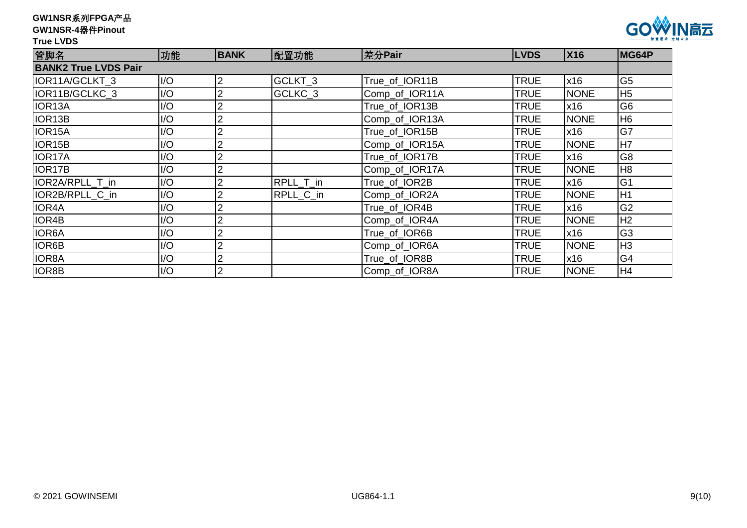**GW1NSR系列FPGA产品**

**GW1NSR-4器件Pinout**

**True LVDS**

| 管脚名 | 功能 | BANK | 配置功能 | 差分Pair | LVDS | X16 | MG64P |
|---|---|---|---|---|---|---|---|
| **BANK2 True LVDS Pair** | | | | | | | |
| IOR11A/GCLKT_3 | I/O | 2 | GCLKT_3 | True_of_IOR11B | TRUE | x16 | G5 |
| IOR11B/GCLKC_3 | I/O | 2 | GCLKC_3 | Comp_of_IOR11A | TRUE | NONE | H5 |
| IOR13A | I/O | 2 | | True_of_IOR13B | TRUE | x16 | G6 |
| IOR13B | I/O | 2 | | Comp_of_IOR13A | TRUE | NONE | H6 |
| IOR15A | I/O | 2 | | True_of_IOR15B | TRUE | x16 | G7 |
| IOR15B | I/O | 2 | | Comp_of_IOR15A | TRUE | NONE | H7 |
| IOR17A | I/O | 2 | | True_of_IOR17B | TRUE | x16 | G8 |
| IOR17B | I/O | 2 | | Comp_of_IOR17A | TRUE | NONE | H8 |
| IOR2A/RPLL_T_in | I/O | 2 | RPLL_T_in | True_of_IOR2B | TRUE | x16 | G1 |
| IOR2B/RPLL_C_in | I/O | 2 | RPLL_C_in | Comp_of_IOR2A | TRUE | NONE | H1 |
| IOR4A | I/O | 2 | | True_of_IOR4B | TRUE | x16 | G2 |
| IOR4B | I/O | 2 | | Comp_of_IOR4A | TRUE | NONE | H2 |
| IOR6A | I/O | 2 | | True_of_IOR6B | TRUE | x16 | G3 |
| IOR6B | I/O | 2 | | Comp_of_IOR6A | TRUE | NONE | H3 |
| IOR8A | I/O | 2 | | True_of_IOR8B | TRUE | x16 | G4 |
| IOR8B | I/O | 2 | | Comp_of_IOR8A | TRUE | NONE | H4 |

© 2021 GOWINSEMI UG864-1.1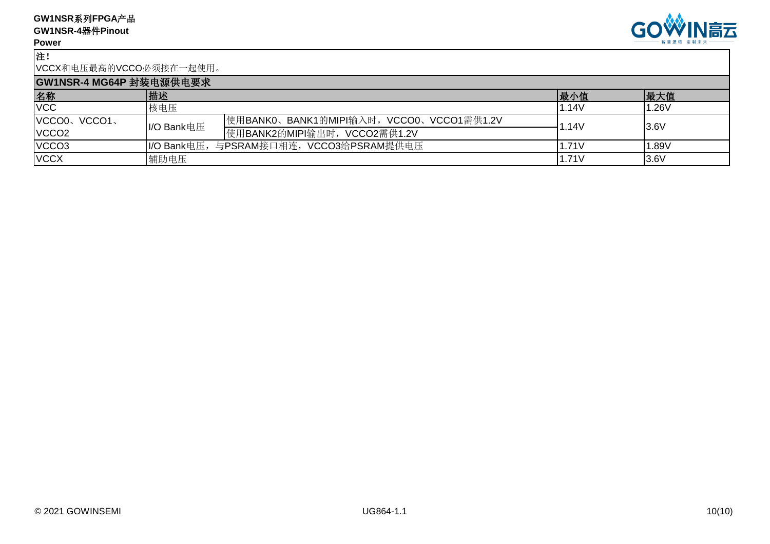**注！**

VCCX和电压最高的VCCO必须接在一起使用。

**GW1NSR-4 MG64P 封装电源供电要求**

| 名称 | 描述 | | 最小值 | 最大值 |
|---|---|---|---|---|
| VCC | 核电压 | | 1.14V | 1.26V |
| VCCO0、VCCO1、VCCO2 | I/O Bank电压 | 使用BANK0、BANK1的MIPI输入时，VCCO0、VCCO1需供1.2V<br>使用BANK2的MIPI输出时，VCCO2需供1.2V | 1.14V | 3.6V |
| VCCO3 | I/O Bank电压，与PSRAM接口相连，VCCO3给PSRAM提供电压 | | 1.71V | 1.89V |
| VCCX | 辅助电压 | | 1.71V | 3.6V |